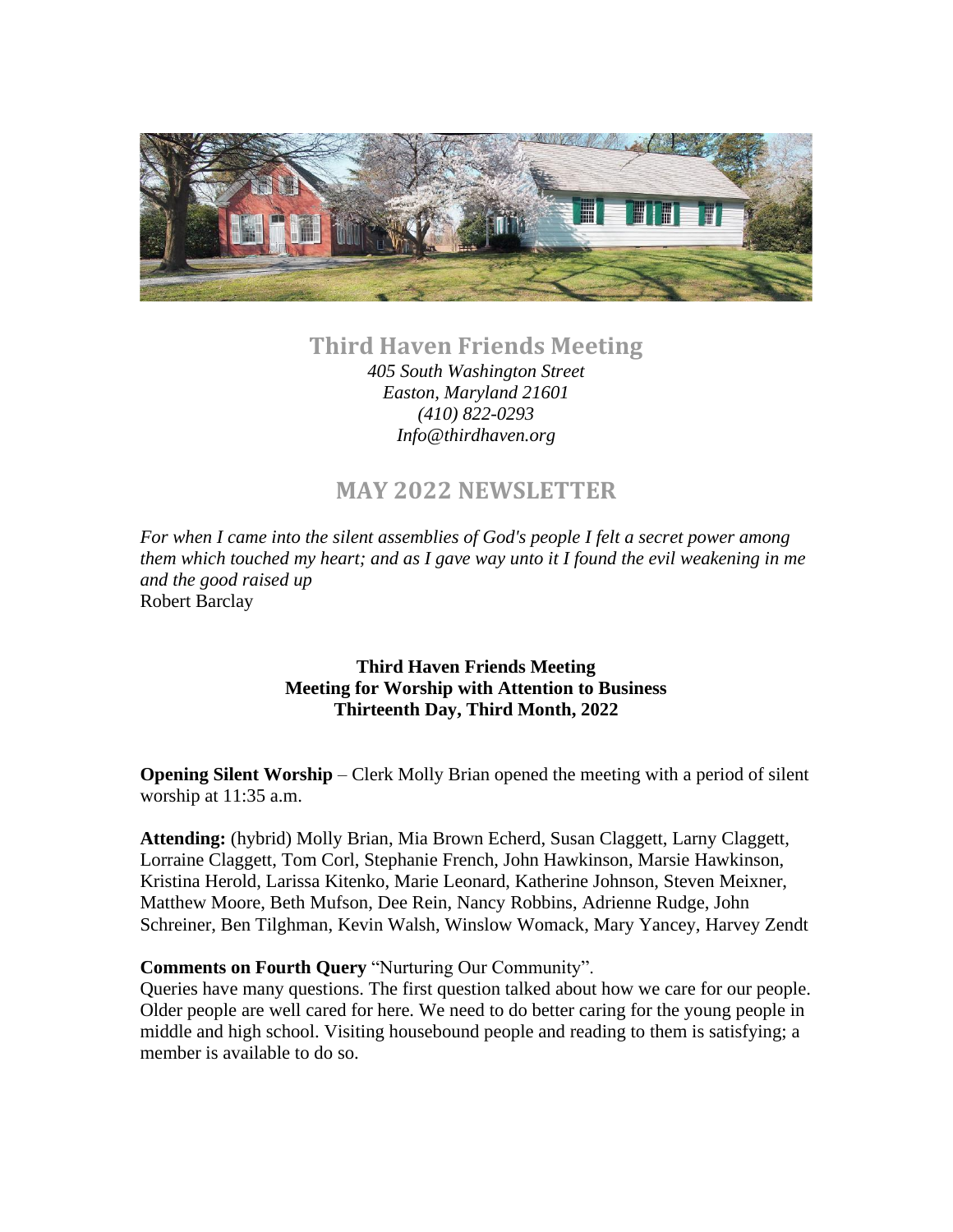# Third Haven Friends Meeting

*405 South Washington Street*
*Easton, Maryland 21601*
*(410) 822-0293*
*Info@thirdhaven.org*

## MAY 2022 NEWSLETTER

*For when I came into the silent assemblies of God's people I felt a secret power among them which touched my heart; and as I gave way unto it I found the evil weakening in me and the good raised up*
Robert Barclay

**Third Haven Friends Meeting**
**Meeting for Worship with Attention to Business**
**Thirteenth Day, Third Month, 2022**

**Opening Silent Worship** – Clerk Molly Brian opened the meeting with a period of silent worship at 11:35 a.m.

**Attending:** (hybrid) Molly Brian, Mia Brown Echerd, Susan Claggett, Larny Claggett, Lorraine Claggett, Tom Corl, Stephanie French, John Hawkinson, Marsie Hawkinson, Kristina Herold, Larissa Kitenko, Marie Leonard, Katherine Johnson, Steven Meixner, Matthew Moore, Beth Mufson, Dee Rein, Nancy Robbins, Adrienne Rudge, John Schreiner, Ben Tilghman, Kevin Walsh, Winslow Womack, Mary Yancey, Harvey Zendt

**Comments on Fourth Query** "Nurturing Our Community".
Queries have many questions. The first question talked about how we care for our people. Older people are well cared for here. We need to do better caring for the young people in middle and high school. Visiting housebound people and reading to them is satisfying; a member is available to do so.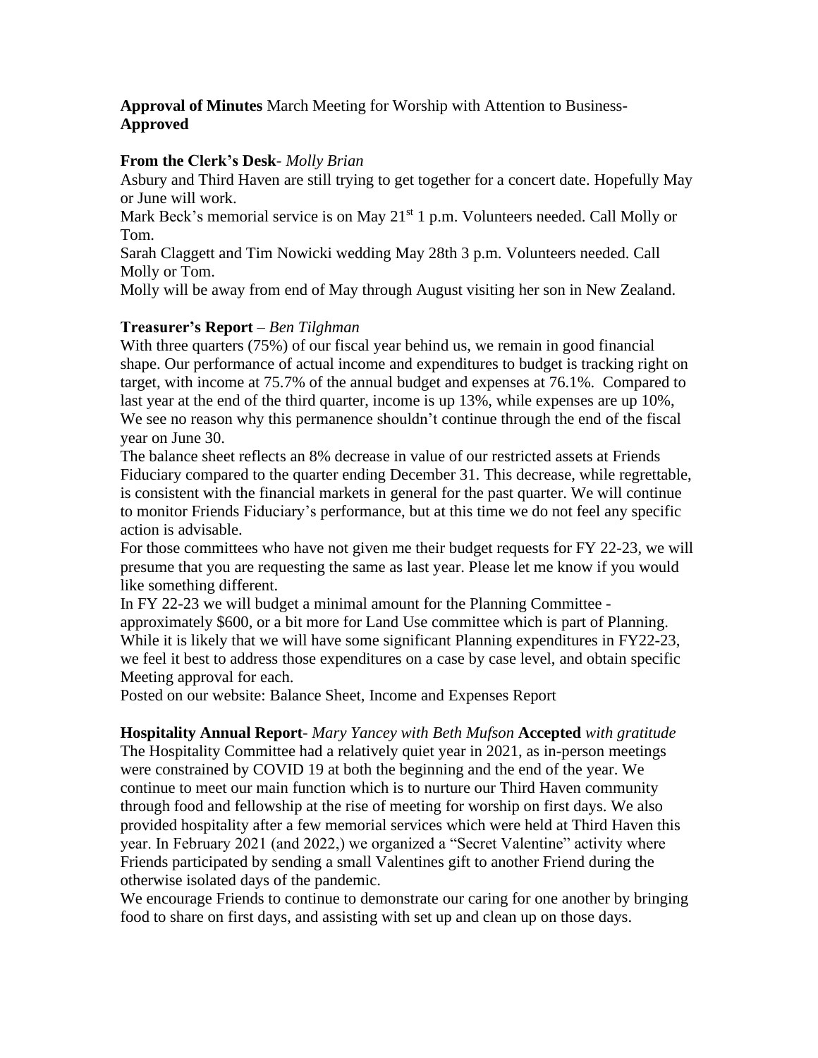**Approval of Minutes** March Meeting for Worship with Attention to Business- **Approved**

**From the Clerk's Desk**- *Molly Brian*

Asbury and Third Haven are still trying to get together for a concert date. Hopefully May or June will work.

Mark Beck's memorial service is on May 21st 1 p.m. Volunteers needed. Call Molly or Tom.

Sarah Claggett and Tim Nowicki wedding May 28th 3 p.m. Volunteers needed. Call Molly or Tom.

Molly will be away from end of May through August visiting her son in New Zealand.

**Treasurer's Report** – *Ben Tilghman*

With three quarters (75%) of our fiscal year behind us, we remain in good financial shape. Our performance of actual income and expenditures to budget is tracking right on target, with income at 75.7% of the annual budget and expenses at 76.1%. Compared to last year at the end of the third quarter, income is up 13%, while expenses are up 10%, We see no reason why this permanence shouldn't continue through the end of the fiscal year on June 30.

The balance sheet reflects an 8% decrease in value of our restricted assets at Friends Fiduciary compared to the quarter ending December 31. This decrease, while regrettable, is consistent with the financial markets in general for the past quarter. We will continue to monitor Friends Fiduciary's performance, but at this time we do not feel any specific action is advisable.

For those committees who have not given me their budget requests for FY 22-23, we will presume that you are requesting the same as last year. Please let me know if you would like something different.

In FY 22-23 we will budget a minimal amount for the Planning Committee - approximately $600, or a bit more for Land Use committee which is part of Planning. While it is likely that we will have some significant Planning expenditures in FY22-23, we feel it best to address those expenditures on a case by case level, and obtain specific Meeting approval for each.

Posted on our website: Balance Sheet, Income and Expenses Report

**Hospitality Annual Report**- *Mary Yancey with Beth Mufson* **Accepted** *with gratitude*

The Hospitality Committee had a relatively quiet year in 2021, as in-person meetings were constrained by COVID 19 at both the beginning and the end of the year. We continue to meet our main function which is to nurture our Third Haven community through food and fellowship at the rise of meeting for worship on first days. We also provided hospitality after a few memorial services which were held at Third Haven this year. In February 2021 (and 2022,) we organized a "Secret Valentine" activity where Friends participated by sending a small Valentines gift to another Friend during the otherwise isolated days of the pandemic.

We encourage Friends to continue to demonstrate our caring for one another by bringing food to share on first days, and assisting with set up and clean up on those days.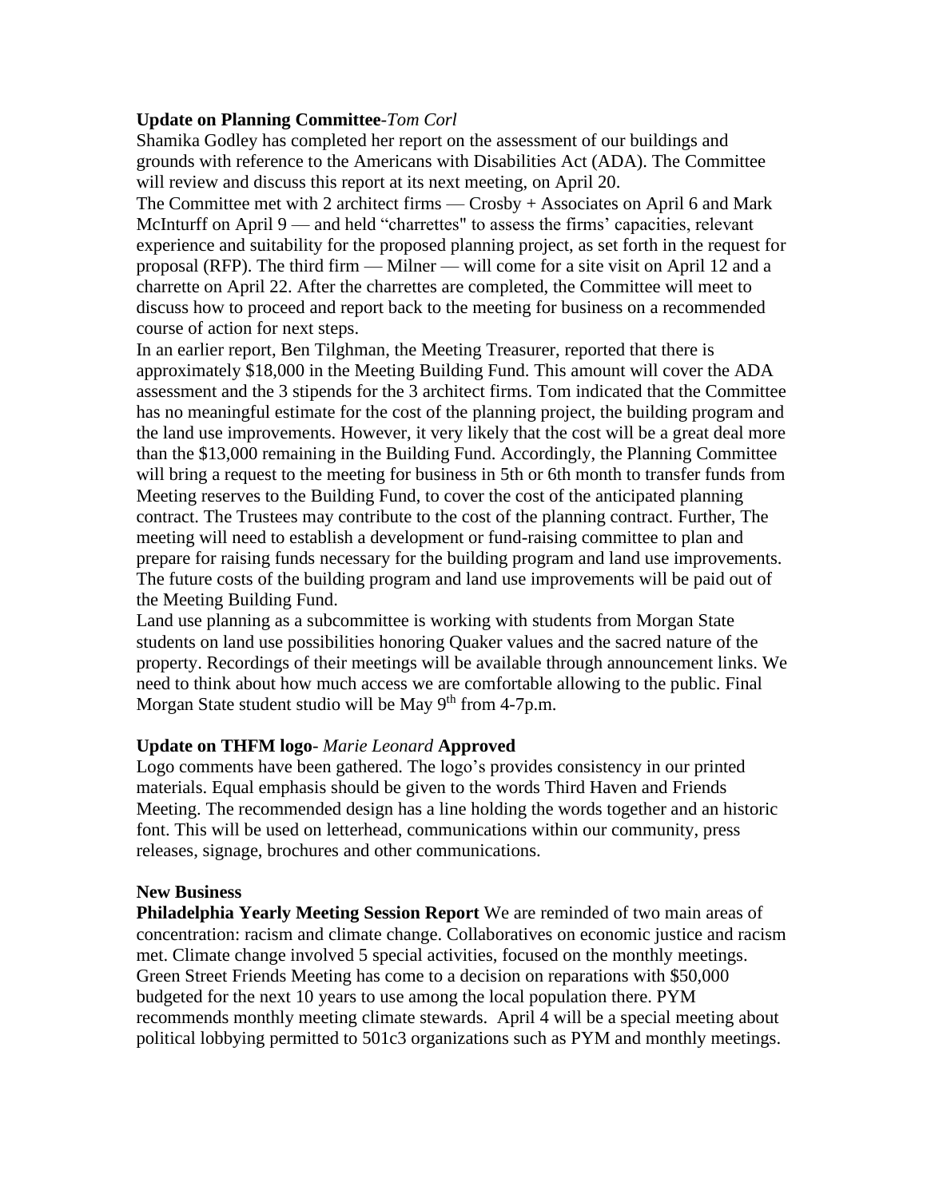**Update on Planning Committee**-*Tom Corl*

Shamika Godley has completed her report on the assessment of our buildings and grounds with reference to the Americans with Disabilities Act (ADA). The Committee will review and discuss this report at its next meeting, on April 20.

The Committee met with 2 architect firms — Crosby + Associates on April 6 and Mark McInturff on April 9 — and held "charrettes" to assess the firms' capacities, relevant experience and suitability for the proposed planning project, as set forth in the request for proposal (RFP). The third firm — Milner — will come for a site visit on April 12 and a charrette on April 22. After the charrettes are completed, the Committee will meet to discuss how to proceed and report back to the meeting for business on a recommended course of action for next steps.

In an earlier report, Ben Tilghman, the Meeting Treasurer, reported that there is approximately $18,000 in the Meeting Building Fund. This amount will cover the ADA assessment and the 3 stipends for the 3 architect firms. Tom indicated that the Committee has no meaningful estimate for the cost of the planning project, the building program and the land use improvements. However, it very likely that the cost will be a great deal more than the $13,000 remaining in the Building Fund. Accordingly, the Planning Committee will bring a request to the meeting for business in 5th or 6th month to transfer funds from Meeting reserves to the Building Fund, to cover the cost of the anticipated planning contract. The Trustees may contribute to the cost of the planning contract. Further, The meeting will need to establish a development or fund-raising committee to plan and prepare for raising funds necessary for the building program and land use improvements. The future costs of the building program and land use improvements will be paid out of the Meeting Building Fund.

Land use planning as a subcommittee is working with students from Morgan State students on land use possibilities honoring Quaker values and the sacred nature of the property. Recordings of their meetings will be available through announcement links. We need to think about how much access we are comfortable allowing to the public. Final Morgan State student studio will be May 9th from 4-7p.m.

**Update on THFM logo**- *Marie Leonard* **Approved**

Logo comments have been gathered. The logo's provides consistency in our printed materials. Equal emphasis should be given to the words Third Haven and Friends Meeting. The recommended design has a line holding the words together and an historic font. This will be used on letterhead, communications within our community, press releases, signage, brochures and other communications.

**New Business**

**Philadelphia Yearly Meeting Session Report** We are reminded of two main areas of concentration: racism and climate change. Collaboratives on economic justice and racism met. Climate change involved 5 special activities, focused on the monthly meetings. Green Street Friends Meeting has come to a decision on reparations with $50,000 budgeted for the next 10 years to use among the local population there. PYM recommends monthly meeting climate stewards. April 4 will be a special meeting about political lobbying permitted to 501c3 organizations such as PYM and monthly meetings.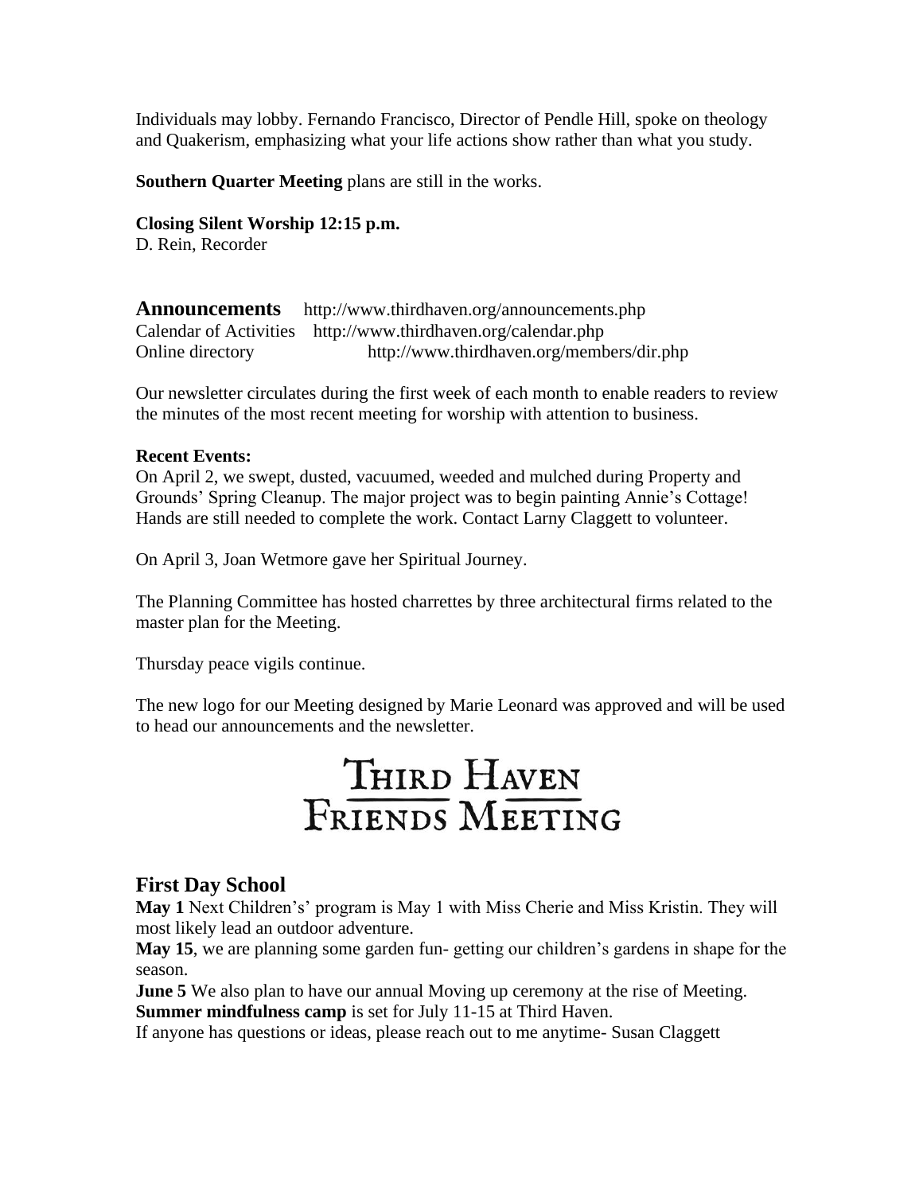Individuals may lobby. Fernando Francisco, Director of Pendle Hill, spoke on theology and Quakerism, emphasizing what your life actions show rather than what you study.

**Southern Quarter Meeting** plans are still in the works.

**Closing Silent Worship 12:15 p.m.**
D. Rein, Recorder

## Announcements

http://www.thirdhaven.org/announcements.php
Calendar of Activities http://www.thirdhaven.org/calendar.php
Online directory http://www.thirdhaven.org/members/dir.php

Our newsletter circulates during the first week of each month to enable readers to review the minutes of the most recent meeting for worship with attention to business.

**Recent Events:**
On April 2, we swept, dusted, vacuumed, weeded and mulched during Property and Grounds' Spring Cleanup. The major project was to begin painting Annie's Cottage! Hands are still needed to complete the work. Contact Larny Claggett to volunteer.

On April 3, Joan Wetmore gave her Spiritual Journey.

The Planning Committee has hosted charrettes by three architectural firms related to the master plan for the Meeting.

Thursday peace vigils continue.

The new logo for our Meeting designed by Marie Leonard was approved and will be used to head our announcements and the newsletter.

THIRD HAVEN
FRIENDS MEETING

## First Day School

**May 1** Next Children's' program is May 1 with Miss Cherie and Miss Kristin. They will most likely lead an outdoor adventure.
**May 15**, we are planning some garden fun- getting our children's gardens in shape for the season.
**June 5** We also plan to have our annual Moving up ceremony at the rise of Meeting.
**Summer mindfulness camp** is set for July 11-15 at Third Haven.
If anyone has questions or ideas, please reach out to me anytime- Susan Claggett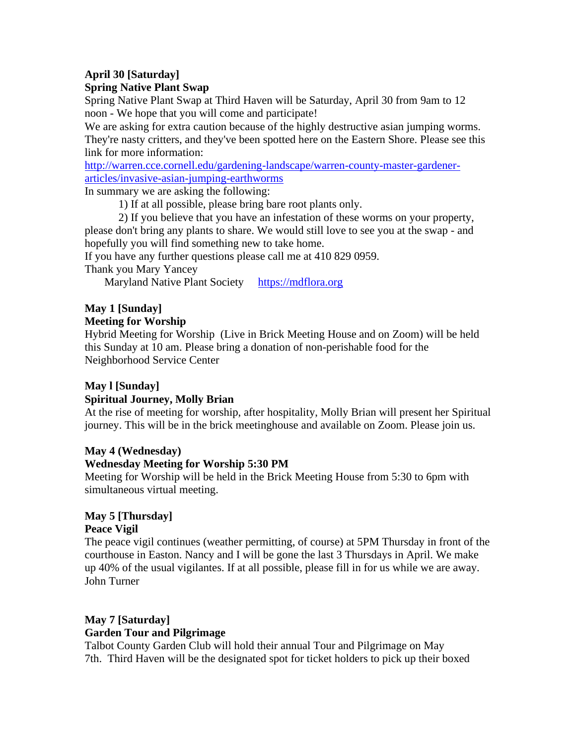**April 30 [Saturday]**
**Spring Native Plant Swap**

Spring Native Plant Swap at Third Haven will be Saturday, April 30 from 9am to 12 noon - We hope that you will come and participate!

We are asking for extra caution because of the highly destructive asian jumping worms. They're nasty critters, and they've been spotted here on the Eastern Shore. Please see this link for more information:

[http://warren.cce.cornell.edu/gardening-landscape/warren-county-master-gardener-articles/invasive-asian-jumping-earthworms](http://warren.cce.cornell.edu/gardening-landscape/warren-county-master-gardener-articles/invasive-asian-jumping-earthworms)

In summary we are asking the following:

1) If at all possible, please bring bare root plants only.

2) If you believe that you have an infestation of these worms on your property, please don't bring any plants to share. We would still love to see you at the swap - and hopefully you will find something new to take home.

If you have any further questions please call me at 410 829 0959.

Thank you Mary Yancey

Maryland Native Plant Society [https://mdflora.org](https://mdflora.org)

**May 1 [Sunday]**
**Meeting for Worship**

Hybrid Meeting for Worship (Live in Brick Meeting House and on Zoom) will be held this Sunday at 10 am. Please bring a donation of non-perishable food for the Neighborhood Service Center

**May l [Sunday]**
**Spiritual Journey, Molly Brian**

At the rise of meeting for worship, after hospitality, Molly Brian will present her Spiritual journey. This will be in the brick meetinghouse and available on Zoom. Please join us.

**May 4 (Wednesday)**
**Wednesday Meeting for Worship 5:30 PM**

Meeting for Worship will be held in the Brick Meeting House from 5:30 to 6pm with simultaneous virtual meeting.

**May 5 [Thursday]**
**Peace Vigil**

The peace vigil continues (weather permitting, of course) at 5PM Thursday in front of the courthouse in Easton. Nancy and I will be gone the last 3 Thursdays in April. We make up 40% of the usual vigilantes. If at all possible, please fill in for us while we are away. John Turner

**May 7 [Saturday]**
**Garden Tour and Pilgrimage**

Talbot County Garden Club will hold their annual Tour and Pilgrimage on May 7th. Third Haven will be the designated spot for ticket holders to pick up their boxed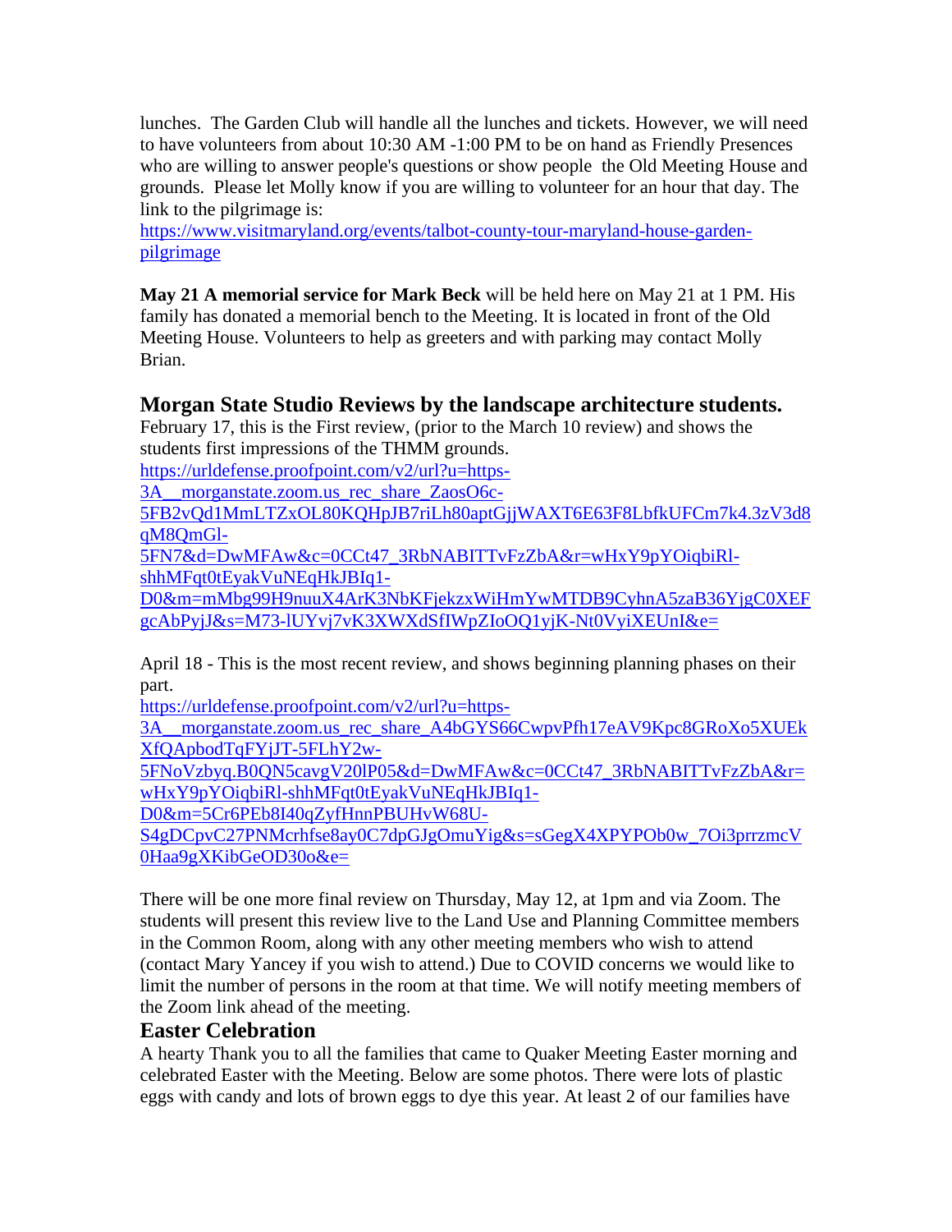lunches. The Garden Club will handle all the lunches and tickets. However, we will need to have volunteers from about 10:30 AM -1:00 PM to be on hand as Friendly Presences who are willing to answer people's questions or show people the Old Meeting House and grounds. Please let Molly know if you are willing to volunteer for an hour that day. The link to the pilgrimage is:
https://www.visitmaryland.org/events/talbot-county-tour-maryland-house-garden-pilgrimage

**May 21 A memorial service for Mark Beck** will be held here on May 21 at 1 PM. His family has donated a memorial bench to the Meeting. It is located in front of the Old Meeting House. Volunteers to help as greeters and with parking may contact Molly Brian.

## Morgan State Studio Reviews by the landscape architecture students.

February 17, this is the First review, (prior to the March 10 review) and shows the students first impressions of the THMM grounds.
https://urldefense.proofpoint.com/v2/url?u=https-3A__morganstate.zoom.us_rec_share_ZaosO6c-5FB2vQd1MmLTZxOL80KQHpJB7riLh80aptGjjWAXT6E63F8LbfkUFCm7k4.3zV3d8qM8QmGl-5FN7&d=DwMFAw&c=0CCt47_3RbNABITTvFzZbA&r=wHxY9pYOiqbiRl-shhMFqt0tEyakVuNEqHkJBIq1-D0&m=mMbg99H9nuuX4ArK3NbKFjekzxWiHmYwMTDB9CyhnA5zaB36YjgC0XEFgcAbPyjJ&s=M73-lUYvj7vK3XWXdSfIWpZIoOQ1yjK-Nt0VyiXEUnI&e=

April 18 - This is the most recent review, and shows beginning planning phases on their part.
https://urldefense.proofpoint.com/v2/url?u=https-3A__morganstate.zoom.us_rec_share_A4bGYS66CwpvPfh17eAV9Kpc8GRoXo5XUEkXfQApbodTqFYjJT-5FLhY2w-5FNoVzbyq.B0QN5cavgV20lP05&d=DwMFAw&c=0CCt47_3RbNABITTvFzZbA&r=wHxY9pYOiqbiRl-shhMFqt0tEyakVuNEqHkJBIq1-D0&m=5Cr6PEb8I40qZyfHnnPBUHvW68U-S4gDCpvC27PNMcrhfse8ay0C7dpGJgOmuYig&s=sGegX4XPYPOb0w_7Oi3prrzmcV0Haa9gXKibGeOD30o&e=

There will be one more final review on Thursday, May 12, at 1pm and via Zoom. The students will present this review live to the Land Use and Planning Committee members in the Common Room, along with any other meeting members who wish to attend (contact Mary Yancey if you wish to attend.) Due to COVID concerns we would like to limit the number of persons in the room at that time. We will notify meeting members of the Zoom link ahead of the meeting.

## Easter Celebration

A hearty Thank you to all the families that came to Quaker Meeting Easter morning and celebrated Easter with the Meeting. Below are some photos. There were lots of plastic eggs with candy and lots of brown eggs to dye this year. At least 2 of our families have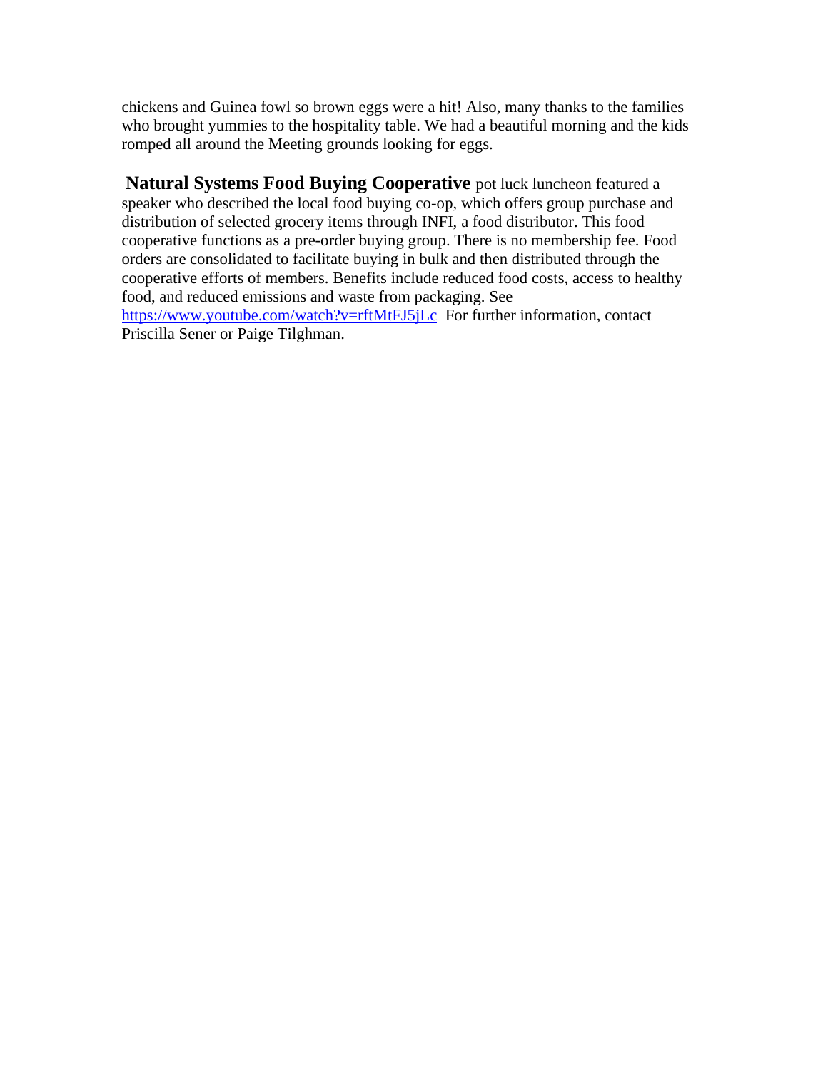chickens and Guinea fowl so brown eggs were a hit! Also, many thanks to the families who brought yummies to the hospitality table. We had a beautiful morning and the kids romped all around the Meeting grounds looking for eggs.

**Natural Systems Food Buying Cooperative** pot luck luncheon featured a speaker who described the local food buying co-op, which offers group purchase and distribution of selected grocery items through INFI, a food distributor. This food cooperative functions as a pre-order buying group. There is no membership fee. Food orders are consolidated to facilitate buying in bulk and then distributed through the cooperative efforts of members. Benefits include reduced food costs, access to healthy food, and reduced emissions and waste from packaging. See https://www.youtube.com/watch?v=rftMtFJ5jLc For further information, contact Priscilla Sener or Paige Tilghman.